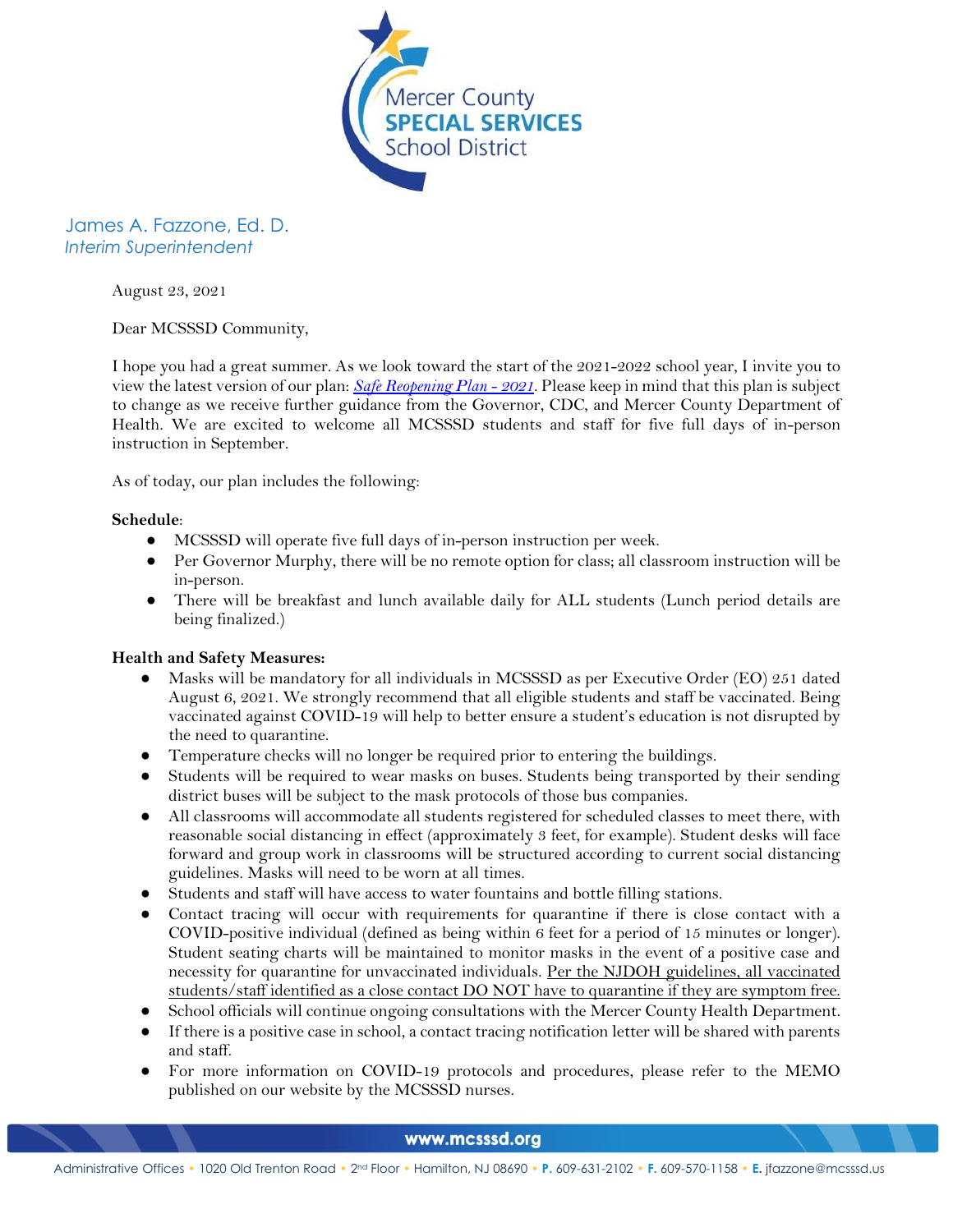Mercer County **SPECIAL SERVICES** School District

James A. Fazzone, Ed. D.
*Interim Superintendent*

August 23, 2021

Dear MCSSSD Community,

I hope you had a great summer. As we look toward the start of the 2021-2022 school year, I invite you to view the latest version of our plan: *Safe Reopening Plan - 2021*. Please keep in mind that this plan is subject to change as we receive further guidance from the Governor, CDC, and Mercer County Department of Health. We are excited to welcome all MCSSSD students and staff for five full days of in-person instruction in September.

As of today, our plan includes the following:

**Schedule**:

- MCSSSD will operate five full days of in-person instruction per week.
- Per Governor Murphy, there will be no remote option for class; all classroom instruction will be in-person.
- There will be breakfast and lunch available daily for ALL students (Lunch period details are being finalized.)

**Health and Safety Measures:**

- Masks will be mandatory for all individuals in MCSSSD as per Executive Order (EO) 251 dated August 6, 2021. We strongly recommend that all eligible students and staff be vaccinated. Being vaccinated against COVID-19 will help to better ensure a student's education is not disrupted by the need to quarantine.
- Temperature checks will no longer be required prior to entering the buildings.
- Students will be required to wear masks on buses. Students being transported by their sending district buses will be subject to the mask protocols of those bus companies.
- All classrooms will accommodate all students registered for scheduled classes to meet there, with reasonable social distancing in effect (approximately 3 feet, for example). Student desks will face forward and group work in classrooms will be structured according to current social distancing guidelines. Masks will need to be worn at all times.
- Students and staff will have access to water fountains and bottle filling stations.
- Contact tracing will occur with requirements for quarantine if there is close contact with a COVID-positive individual (defined as being within 6 feet for a period of 15 minutes or longer). Student seating charts will be maintained to monitor masks in the event of a positive case and necessity for quarantine for unvaccinated individuals. Per the NJDOH guidelines, all vaccinated students/staff identified as a close contact DO NOT have to quarantine if they are symptom free.
- School officials will continue ongoing consultations with the Mercer County Health Department.
- If there is a positive case in school, a contact tracing notification letter will be shared with parents and staff.
- For more information on COVID-19 protocols and procedures, please refer to the MEMO published on our website by the MCSSSD nurses.

www.mcsssd.org

Administrative Offices • 1020 Old Trenton Road • 2nd Floor • Hamilton, NJ 08690 • **P.** 609-631-2102 • **F.** 609-570-1158 • **E.** jfazzone@mcsssd.us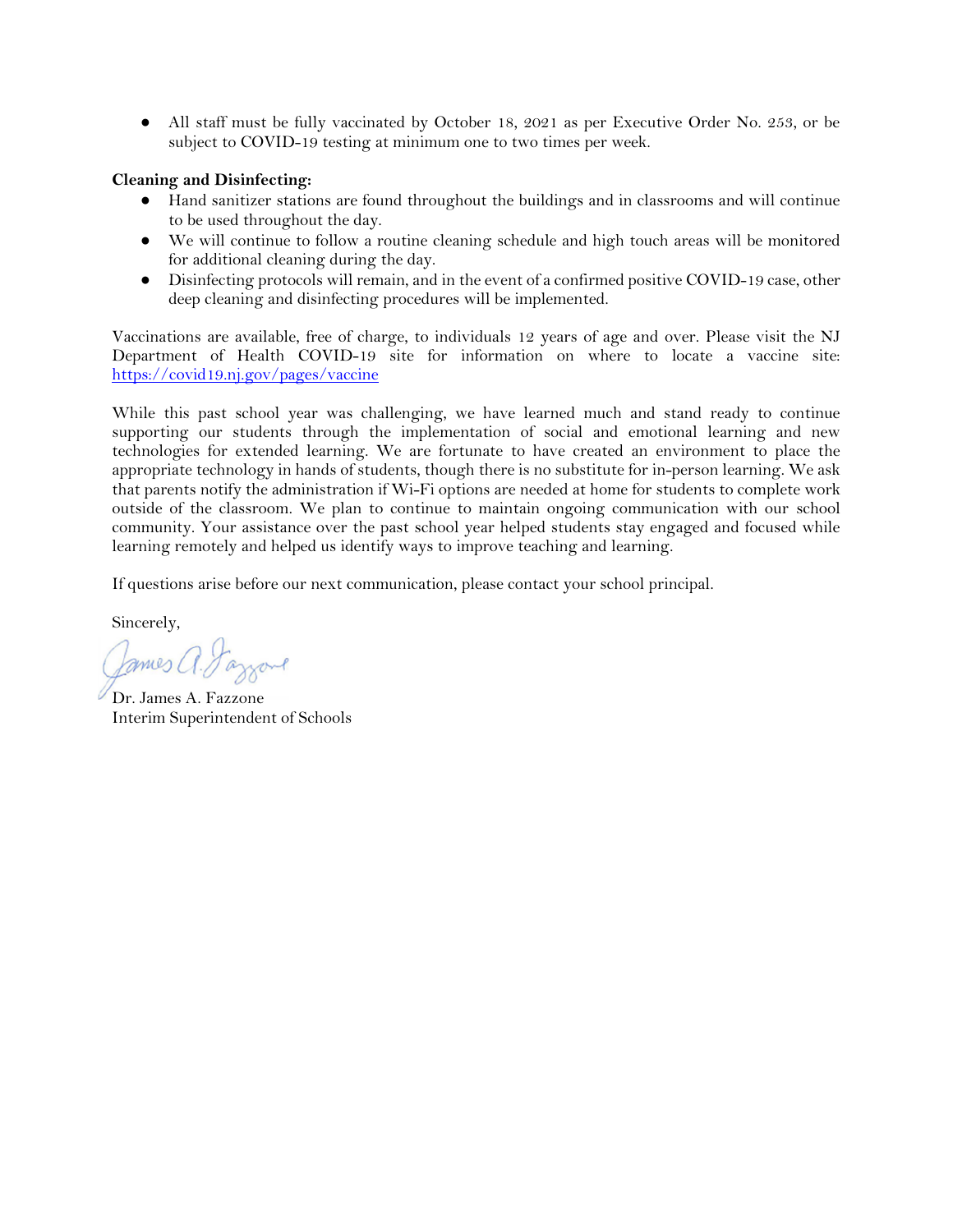- All staff must be fully vaccinated by October 18, 2021 as per Executive Order No. 253, or be subject to COVID-19 testing at minimum one to two times per week.

**Cleaning and Disinfecting:**

- Hand sanitizer stations are found throughout the buildings and in classrooms and will continue to be used throughout the day.
- We will continue to follow a routine cleaning schedule and high touch areas will be monitored for additional cleaning during the day.
- Disinfecting protocols will remain, and in the event of a confirmed positive COVID-19 case, other deep cleaning and disinfecting procedures will be implemented.

Vaccinations are available, free of charge, to individuals 12 years of age and over. Please visit the NJ Department of Health COVID-19 site for information on where to locate a vaccine site: https://covid19.nj.gov/pages/vaccine

While this past school year was challenging, we have learned much and stand ready to continue supporting our students through the implementation of social and emotional learning and new technologies for extended learning. We are fortunate to have created an environment to place the appropriate technology in hands of students, though there is no substitute for in-person learning. We ask that parents notify the administration if Wi-Fi options are needed at home for students to complete work outside of the classroom. We plan to continue to maintain ongoing communication with our school community. Your assistance over the past school year helped students stay engaged and focused while learning remotely and helped us identify ways to improve teaching and learning.

If questions arise before our next communication, please contact your school principal.

Sincerely,

James A. Fazzone

Dr. James A. Fazzone
Interim Superintendent of Schools